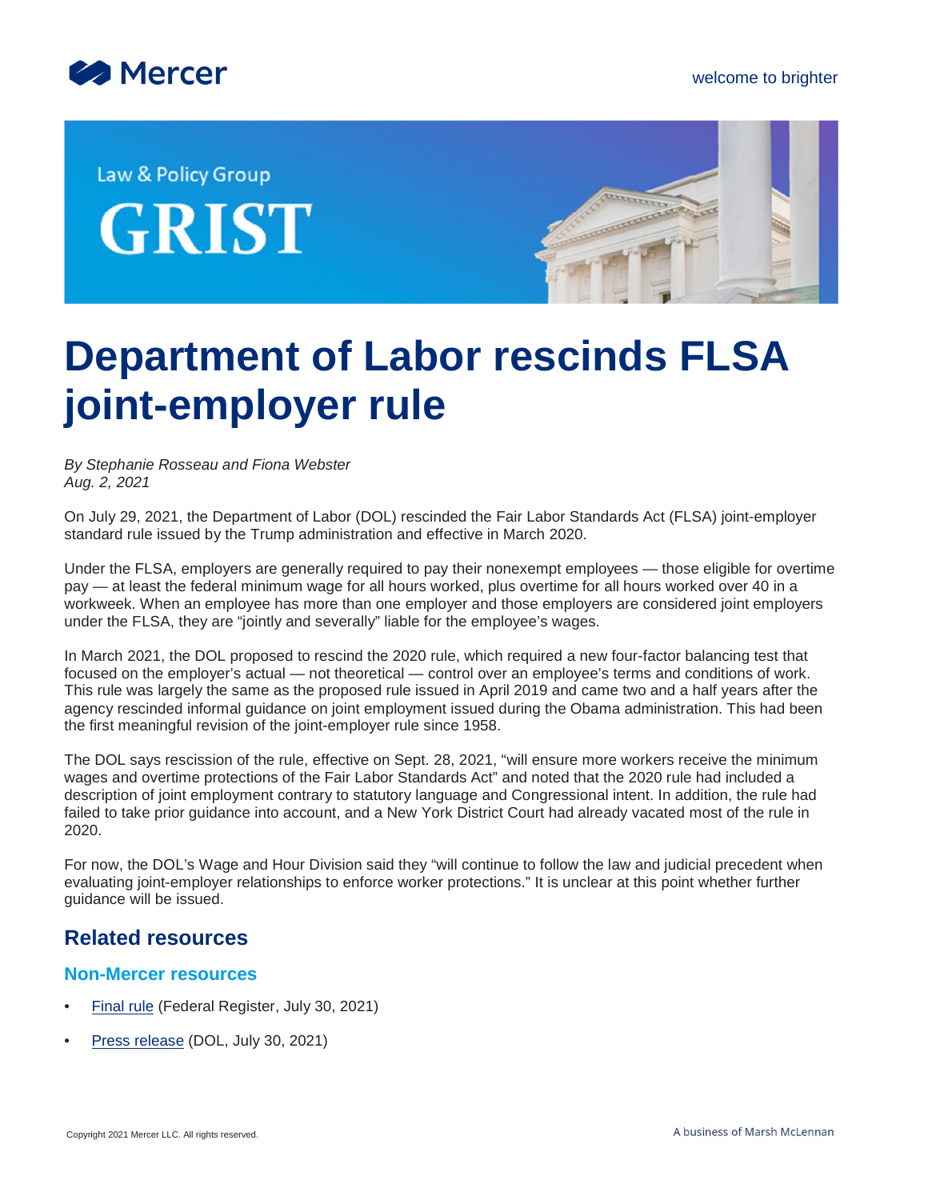Law & Policy Group

GRIST

# Department of Labor rescinds FLSA joint-employer rule

*By Stephanie Rosseau and Fiona Webster*
*Aug. 2, 2021*

On July 29, 2021, the Department of Labor (DOL) rescinded the Fair Labor Standards Act (FLSA) joint-employer standard rule issued by the Trump administration and effective in March 2020.

Under the FLSA, employers are generally required to pay their nonexempt employees — those eligible for overtime pay — at least the federal minimum wage for all hours worked, plus overtime for all hours worked over 40 in a workweek. When an employee has more than one employer and those employers are considered joint employers under the FLSA, they are "jointly and severally" liable for the employee's wages.

In March 2021, the DOL proposed to rescind the 2020 rule, which required a new four-factor balancing test that focused on the employer's actual — not theoretical — control over an employee's terms and conditions of work. This rule was largely the same as the proposed rule issued in April 2019 and came two and a half years after the agency rescinded informal guidance on joint employment issued during the Obama administration. This had been the first meaningful revision of the joint-employer rule since 1958.

The DOL says rescission of the rule, effective on Sept. 28, 2021, "will ensure more workers receive the minimum wages and overtime protections of the Fair Labor Standards Act" and noted that the 2020 rule had included a description of joint employment contrary to statutory language and Congressional intent. In addition, the rule had failed to take prior guidance into account, and a New York District Court had already vacated most of the rule in 2020.

For now, the DOL's Wage and Hour Division said they "will continue to follow the law and judicial precedent when evaluating joint-employer relationships to enforce worker protections." It is unclear at this point whether further guidance will be issued.

## Related resources

### Non-Mercer resources

- Final rule (Federal Register, July 30, 2021)
- Press release (DOL, July 30, 2021)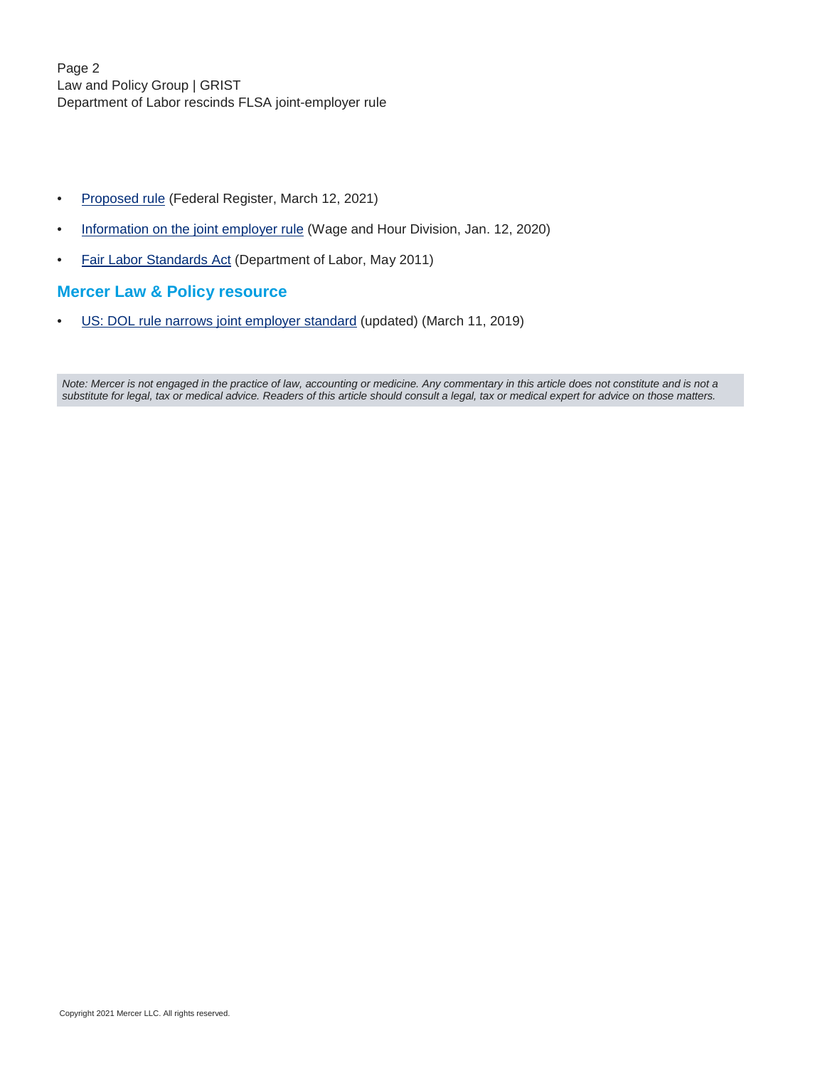- Proposed rule (Federal Register, March 12, 2021)
- Information on the joint employer rule (Wage and Hour Division, Jan. 12, 2020)
- Fair Labor Standards Act (Department of Labor, May 2011)

## Mercer Law & Policy resource

- US: DOL rule narrows joint employer standard (updated) (March 11, 2019)

*Note: Mercer is not engaged in the practice of law, accounting or medicine. Any commentary in this article does not constitute and is not a substitute for legal, tax or medical advice. Readers of this article should consult a legal, tax or medical expert for advice on those matters.*

Copyright 2021 Mercer LLC. All rights reserved.